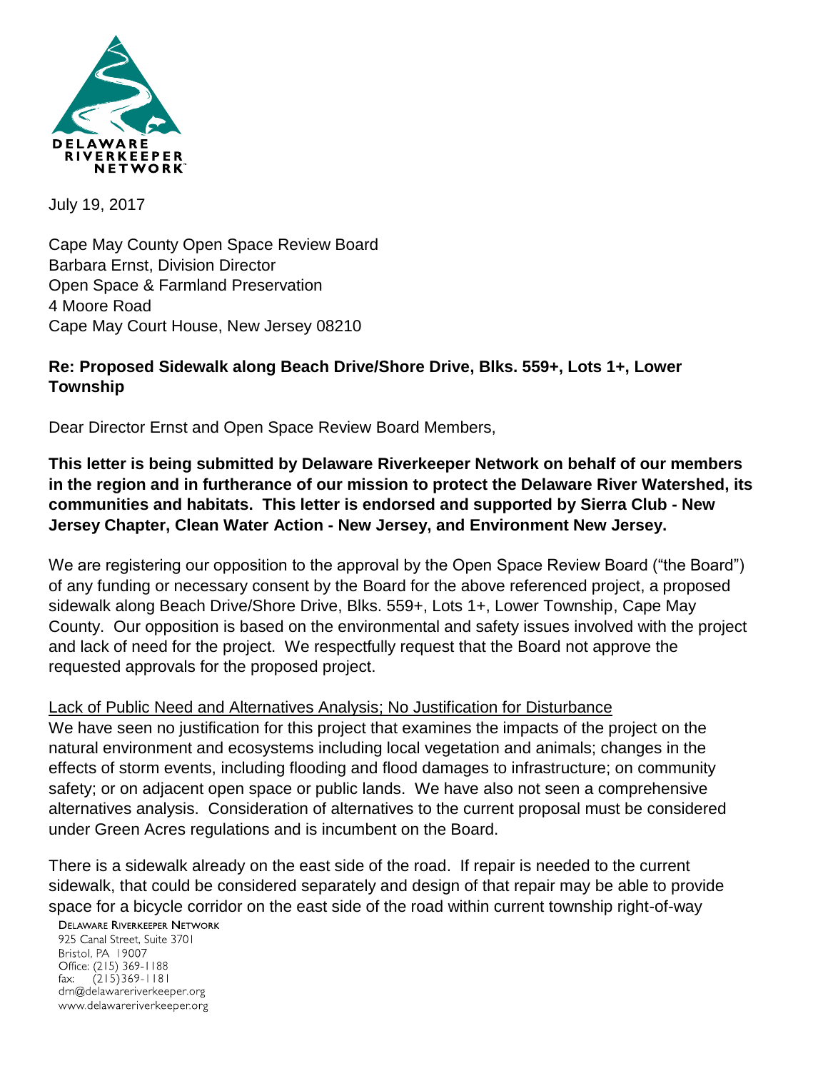DELAWARE RIVERKEEPER NETWORK

July 19, 2017

Cape May County Open Space Review Board
Barbara Ernst, Division Director
Open Space & Farmland Preservation
4 Moore Road
Cape May Court House, New Jersey 08210

**Re: Proposed Sidewalk along Beach Drive/Shore Drive, Blks. 559+, Lots 1+, Lower Township**

Dear Director Ernst and Open Space Review Board Members,

**This letter is being submitted by Delaware Riverkeeper Network on behalf of our members in the region and in furtherance of our mission to protect the Delaware River Watershed, its communities and habitats. This letter is endorsed and supported by Sierra Club - New Jersey Chapter, Clean Water Action - New Jersey, and Environment New Jersey.**

We are registering our opposition to the approval by the Open Space Review Board ("the Board") of any funding or necessary consent by the Board for the above referenced project, a proposed sidewalk along Beach Drive/Shore Drive, Blks. 559+, Lots 1+, Lower Township, Cape May County. Our opposition is based on the environmental and safety issues involved with the project and lack of need for the project. We respectfully request that the Board not approve the requested approvals for the proposed project.

Lack of Public Need and Alternatives Analysis; No Justification for Disturbance

We have seen no justification for this project that examines the impacts of the project on the natural environment and ecosystems including local vegetation and animals; changes in the effects of storm events, including flooding and flood damages to infrastructure; on community safety; or on adjacent open space or public lands. We have also not seen a comprehensive alternatives analysis. Consideration of alternatives to the current proposal must be considered under Green Acres regulations and is incumbent on the Board.

There is a sidewalk already on the east side of the road. If repair is needed to the current sidewalk, that could be considered separately and design of that repair may be able to provide space for a bicycle corridor on the east side of the road within current township right-of-way

DELAWARE RIVERKEEPER NETWORK
925 Canal Street, Suite 3701
Bristol, PA 19007
Office: (215) 369-1188
fax: (215)369-1181
drn@delawareriverkeeper.org
www.delawareriverkeeper.org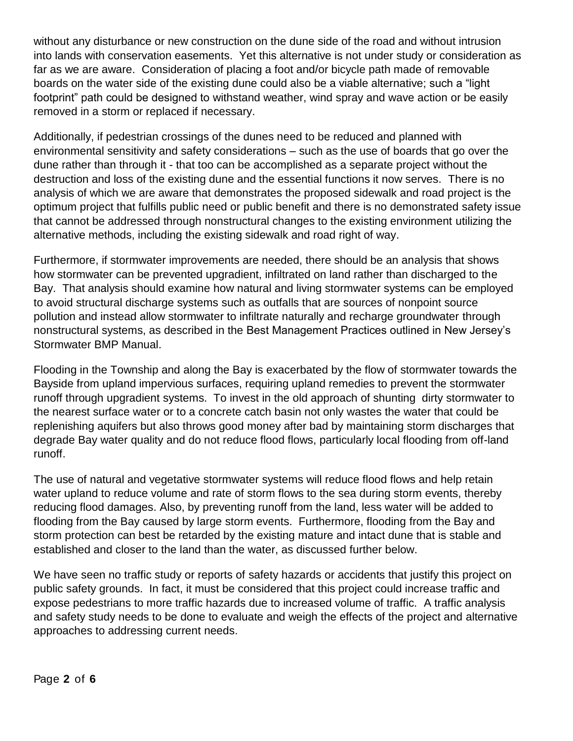without any disturbance or new construction on the dune side of the road and without intrusion into lands with conservation easements. Yet this alternative is not under study or consideration as far as we are aware. Consideration of placing a foot and/or bicycle path made of removable boards on the water side of the existing dune could also be a viable alternative; such a "light footprint" path could be designed to withstand weather, wind spray and wave action or be easily removed in a storm or replaced if necessary.

Additionally, if pedestrian crossings of the dunes need to be reduced and planned with environmental sensitivity and safety considerations – such as the use of boards that go over the dune rather than through it - that too can be accomplished as a separate project without the destruction and loss of the existing dune and the essential functions it now serves. There is no analysis of which we are aware that demonstrates the proposed sidewalk and road project is the optimum project that fulfills public need or public benefit and there is no demonstrated safety issue that cannot be addressed through nonstructural changes to the existing environment utilizing the alternative methods, including the existing sidewalk and road right of way.

Furthermore, if stormwater improvements are needed, there should be an analysis that shows how stormwater can be prevented upgradient, infiltrated on land rather than discharged to the Bay. That analysis should examine how natural and living stormwater systems can be employed to avoid structural discharge systems such as outfalls that are sources of nonpoint source pollution and instead allow stormwater to infiltrate naturally and recharge groundwater through nonstructural systems, as described in the Best Management Practices outlined in New Jersey's Stormwater BMP Manual.

Flooding in the Township and along the Bay is exacerbated by the flow of stormwater towards the Bayside from upland impervious surfaces, requiring upland remedies to prevent the stormwater runoff through upgradient systems. To invest in the old approach of shunting dirty stormwater to the nearest surface water or to a concrete catch basin not only wastes the water that could be replenishing aquifers but also throws good money after bad by maintaining storm discharges that degrade Bay water quality and do not reduce flood flows, particularly local flooding from off-land runoff.

The use of natural and vegetative stormwater systems will reduce flood flows and help retain water upland to reduce volume and rate of storm flows to the sea during storm events, thereby reducing flood damages. Also, by preventing runoff from the land, less water will be added to flooding from the Bay caused by large storm events. Furthermore, flooding from the Bay and storm protection can best be retarded by the existing mature and intact dune that is stable and established and closer to the land than the water, as discussed further below.

We have seen no traffic study or reports of safety hazards or accidents that justify this project on public safety grounds. In fact, it must be considered that this project could increase traffic and expose pedestrians to more traffic hazards due to increased volume of traffic. A traffic analysis and safety study needs to be done to evaluate and weigh the effects of the project and alternative approaches to addressing current needs.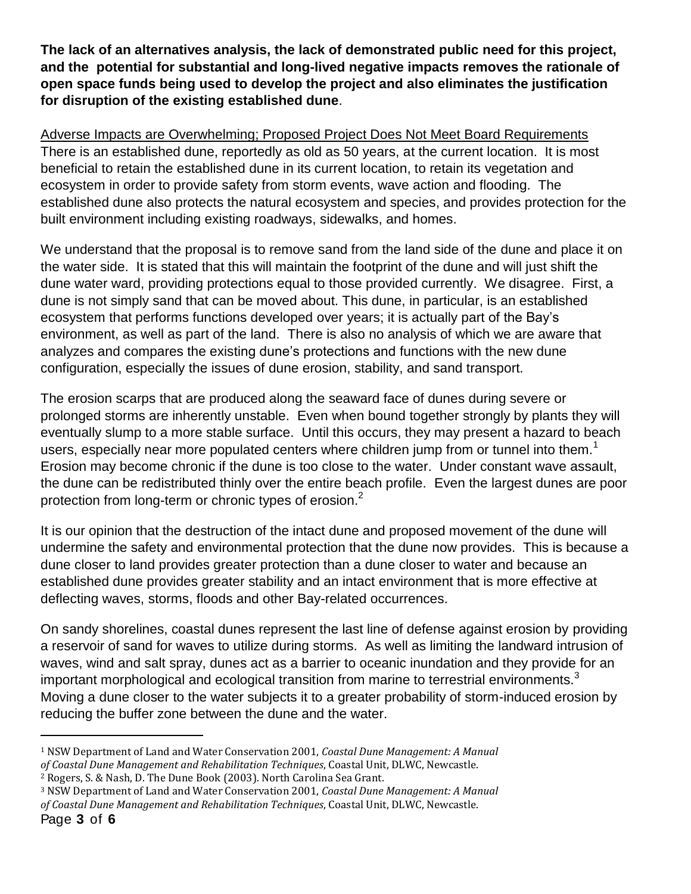**The lack of an alternatives analysis, the lack of demonstrated public need for this project, and the potential for substantial and long-lived negative impacts removes the rationale of open space funds being used to develop the project and also eliminates the justification for disruption of the existing established dune**.

Adverse Impacts are Overwhelming; Proposed Project Does Not Meet Board Requirements

There is an established dune, reportedly as old as 50 years, at the current location. It is most beneficial to retain the established dune in its current location, to retain its vegetation and ecosystem in order to provide safety from storm events, wave action and flooding. The established dune also protects the natural ecosystem and species, and provides protection for the built environment including existing roadways, sidewalks, and homes.

We understand that the proposal is to remove sand from the land side of the dune and place it on the water side. It is stated that this will maintain the footprint of the dune and will just shift the dune water ward, providing protections equal to those provided currently. We disagree. First, a dune is not simply sand that can be moved about. This dune, in particular, is an established ecosystem that performs functions developed over years; it is actually part of the Bay's environment, as well as part of the land. There is also no analysis of which we are aware that analyzes and compares the existing dune's protections and functions with the new dune configuration, especially the issues of dune erosion, stability, and sand transport.

The erosion scarps that are produced along the seaward face of dunes during severe or prolonged storms are inherently unstable. Even when bound together strongly by plants they will eventually slump to a more stable surface. Until this occurs, they may present a hazard to beach users, especially near more populated centers where children jump from or tunnel into them.[1] Erosion may become chronic if the dune is too close to the water. Under constant wave assault, the dune can be redistributed thinly over the entire beach profile. Even the largest dunes are poor protection from long-term or chronic types of erosion.[2]

It is our opinion that the destruction of the intact dune and proposed movement of the dune will undermine the safety and environmental protection that the dune now provides. This is because a dune closer to land provides greater protection than a dune closer to water and because an established dune provides greater stability and an intact environment that is more effective at deflecting waves, storms, floods and other Bay-related occurrences.

On sandy shorelines, coastal dunes represent the last line of defense against erosion by providing a reservoir of sand for waves to utilize during storms. As well as limiting the landward intrusion of waves, wind and salt spray, dunes act as a barrier to oceanic inundation and they provide for an important morphological and ecological transition from marine to terrestrial environments.[3] Moving a dune closer to the water subjects it to a greater probability of storm-induced erosion by reducing the buffer zone between the dune and the water.

---

[1] NSW Department of Land and Water Conservation 2001, *Coastal Dune Management: A Manual of Coastal Dune Management and Rehabilitation Techniques*, Coastal Unit, DLWC, Newcastle.

[2] Rogers, S. & Nash, D. The Dune Book (2003). North Carolina Sea Grant.

[3] NSW Department of Land and Water Conservation 2001, *Coastal Dune Management: A Manual of Coastal Dune Management and Rehabilitation Techniques*, Coastal Unit, DLWC, Newcastle.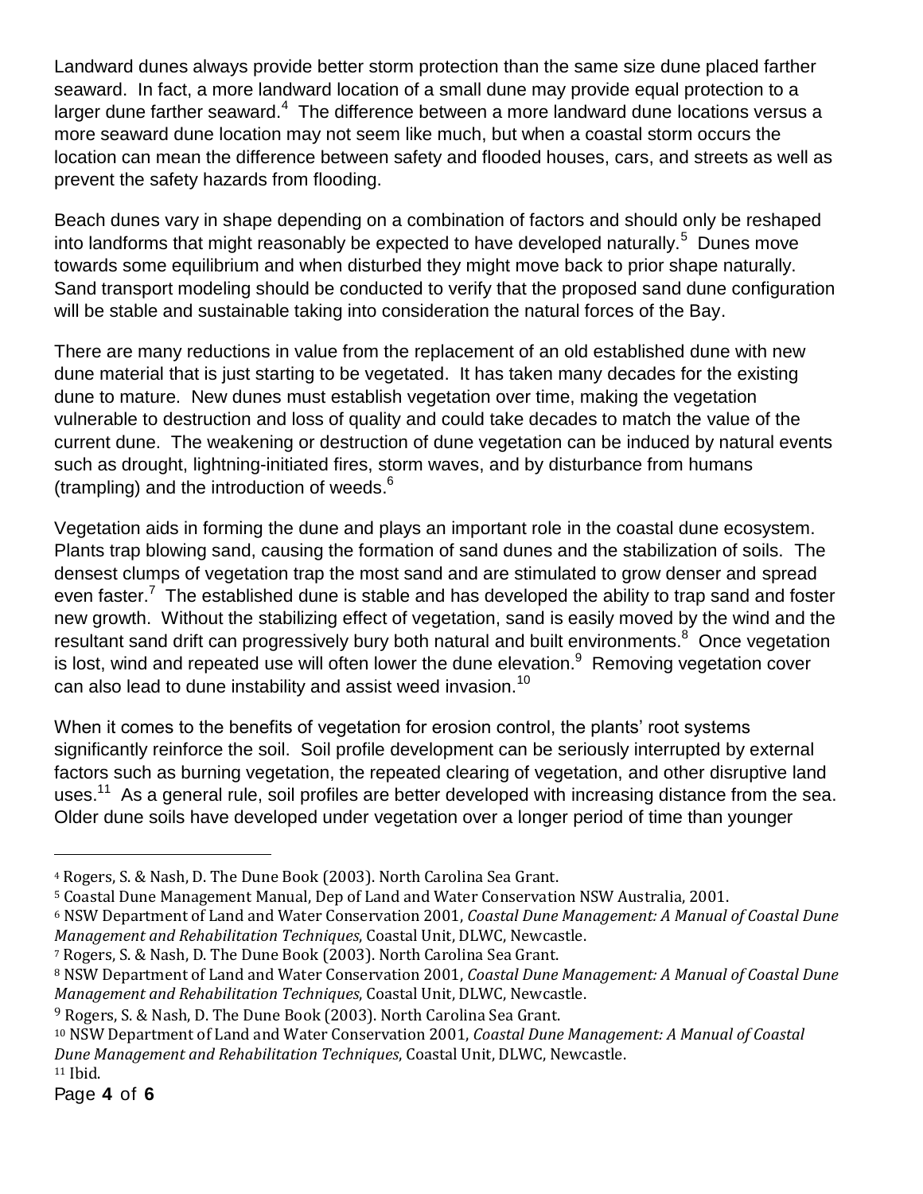Landward dunes always provide better storm protection than the same size dune placed farther seaward. In fact, a more landward location of a small dune may provide equal protection to a larger dune farther seaward.[4] The difference between a more landward dune locations versus a more seaward dune location may not seem like much, but when a coastal storm occurs the location can mean the difference between safety and flooded houses, cars, and streets as well as prevent the safety hazards from flooding.

Beach dunes vary in shape depending on a combination of factors and should only be reshaped into landforms that might reasonably be expected to have developed naturally.[5] Dunes move towards some equilibrium and when disturbed they might move back to prior shape naturally. Sand transport modeling should be conducted to verify that the proposed sand dune configuration will be stable and sustainable taking into consideration the natural forces of the Bay.

There are many reductions in value from the replacement of an old established dune with new dune material that is just starting to be vegetated. It has taken many decades for the existing dune to mature. New dunes must establish vegetation over time, making the vegetation vulnerable to destruction and loss of quality and could take decades to match the value of the current dune. The weakening or destruction of dune vegetation can be induced by natural events such as drought, lightning-initiated fires, storm waves, and by disturbance from humans (trampling) and the introduction of weeds.[6]

Vegetation aids in forming the dune and plays an important role in the coastal dune ecosystem. Plants trap blowing sand, causing the formation of sand dunes and the stabilization of soils. The densest clumps of vegetation trap the most sand and are stimulated to grow denser and spread even faster.[7] The established dune is stable and has developed the ability to trap sand and foster new growth. Without the stabilizing effect of vegetation, sand is easily moved by the wind and the resultant sand drift can progressively bury both natural and built environments.[8] Once vegetation is lost, wind and repeated use will often lower the dune elevation.[9] Removing vegetation cover can also lead to dune instability and assist weed invasion.[10]

When it comes to the benefits of vegetation for erosion control, the plants' root systems significantly reinforce the soil. Soil profile development can be seriously interrupted by external factors such as burning vegetation, the repeated clearing of vegetation, and other disruptive land uses.[11] As a general rule, soil profiles are better developed with increasing distance from the sea. Older dune soils have developed under vegetation over a longer period of time than younger

---

[4] Rogers, S. & Nash, D. The Dune Book (2003). North Carolina Sea Grant.

[5] Coastal Dune Management Manual, Dep of Land and Water Conservation NSW Australia, 2001.

[6] NSW Department of Land and Water Conservation 2001, *Coastal Dune Management: A Manual of Coastal Dune Management and Rehabilitation Techniques*, Coastal Unit, DLWC, Newcastle.

[7] Rogers, S. & Nash, D. The Dune Book (2003). North Carolina Sea Grant.

[8] NSW Department of Land and Water Conservation 2001, *Coastal Dune Management: A Manual of Coastal Dune Management and Rehabilitation Techniques*, Coastal Unit, DLWC, Newcastle.

[9] Rogers, S. & Nash, D. The Dune Book (2003). North Carolina Sea Grant.

[10] NSW Department of Land and Water Conservation 2001, *Coastal Dune Management: A Manual of Coastal Dune Management and Rehabilitation Techniques*, Coastal Unit, DLWC, Newcastle.

[11] Ibid.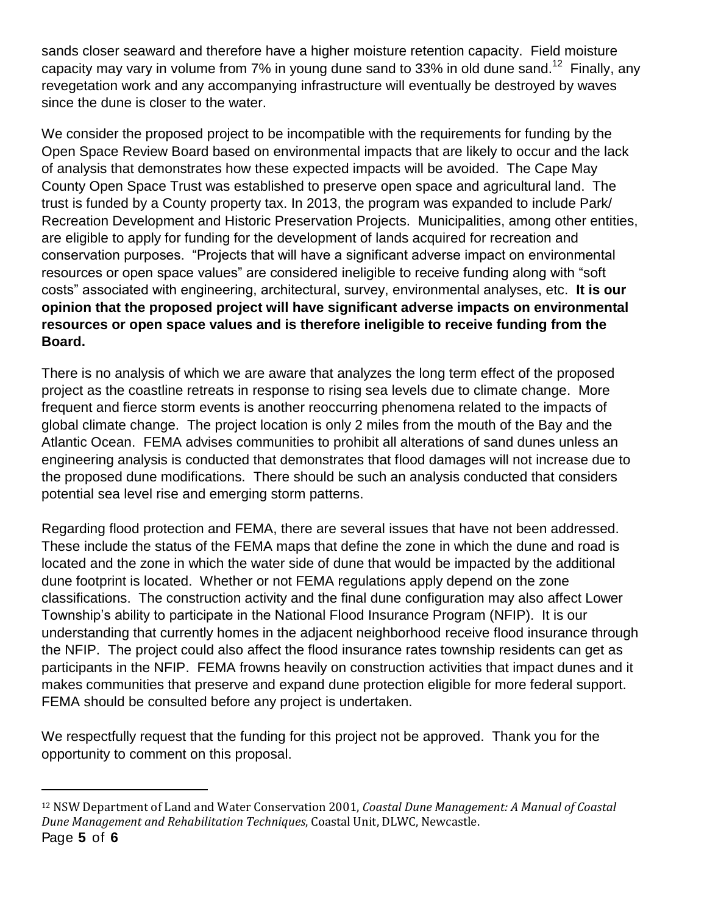sands closer seaward and therefore have a higher moisture retention capacity. Field moisture capacity may vary in volume from 7% in young dune sand to 33% in old dune sand.[12] Finally, any revegetation work and any accompanying infrastructure will eventually be destroyed by waves since the dune is closer to the water.

We consider the proposed project to be incompatible with the requirements for funding by the Open Space Review Board based on environmental impacts that are likely to occur and the lack of analysis that demonstrates how these expected impacts will be avoided. The Cape May County Open Space Trust was established to preserve open space and agricultural land. The trust is funded by a County property tax. In 2013, the program was expanded to include Park/ Recreation Development and Historic Preservation Projects. Municipalities, among other entities, are eligible to apply for funding for the development of lands acquired for recreation and conservation purposes. "Projects that will have a significant adverse impact on environmental resources or open space values" are considered ineligible to receive funding along with "soft costs" associated with engineering, architectural, survey, environmental analyses, etc. **It is our opinion that the proposed project will have significant adverse impacts on environmental resources or open space values and is therefore ineligible to receive funding from the Board.**

There is no analysis of which we are aware that analyzes the long term effect of the proposed project as the coastline retreats in response to rising sea levels due to climate change. More frequent and fierce storm events is another reoccurring phenomena related to the impacts of global climate change. The project location is only 2 miles from the mouth of the Bay and the Atlantic Ocean. FEMA advises communities to prohibit all alterations of sand dunes unless an engineering analysis is conducted that demonstrates that flood damages will not increase due to the proposed dune modifications. There should be such an analysis conducted that considers potential sea level rise and emerging storm patterns.

Regarding flood protection and FEMA, there are several issues that have not been addressed. These include the status of the FEMA maps that define the zone in which the dune and road is located and the zone in which the water side of dune that would be impacted by the additional dune footprint is located. Whether or not FEMA regulations apply depend on the zone classifications. The construction activity and the final dune configuration may also affect Lower Township's ability to participate in the National Flood Insurance Program (NFIP). It is our understanding that currently homes in the adjacent neighborhood receive flood insurance through the NFIP. The project could also affect the flood insurance rates township residents can get as participants in the NFIP. FEMA frowns heavily on construction activities that impact dunes and it makes communities that preserve and expand dune protection eligible for more federal support. FEMA should be consulted before any project is undertaken.

We respectfully request that the funding for this project not be approved. Thank you for the opportunity to comment on this proposal.

---

[12] NSW Department of Land and Water Conservation 2001, *Coastal Dune Management: A Manual of Coastal Dune Management and Rehabilitation Techniques*, Coastal Unit, DLWC, Newcastle.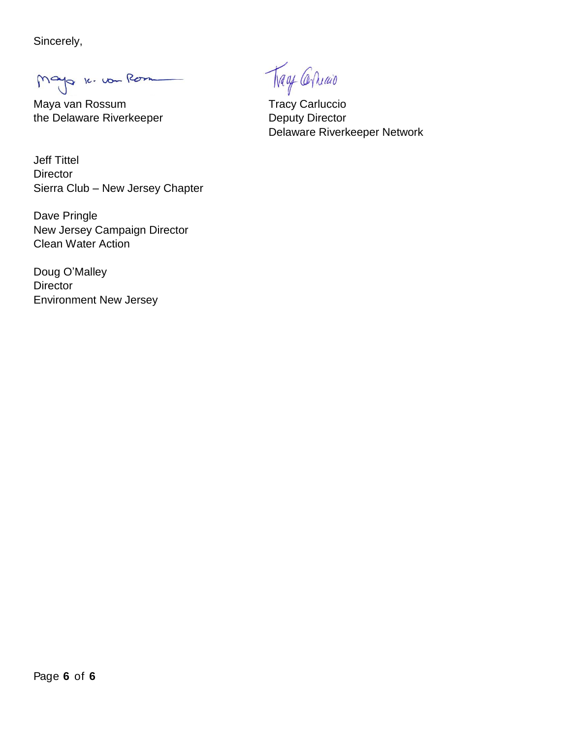Sincerely,

Maya van Rossum
the Delaware Riverkeeper

Tracy Carluccio
Deputy Director
Delaware Riverkeeper Network

Jeff Tittel
Director
Sierra Club – New Jersey Chapter

Dave Pringle
New Jersey Campaign Director
Clean Water Action

Doug O'Malley
Director
Environment New Jersey